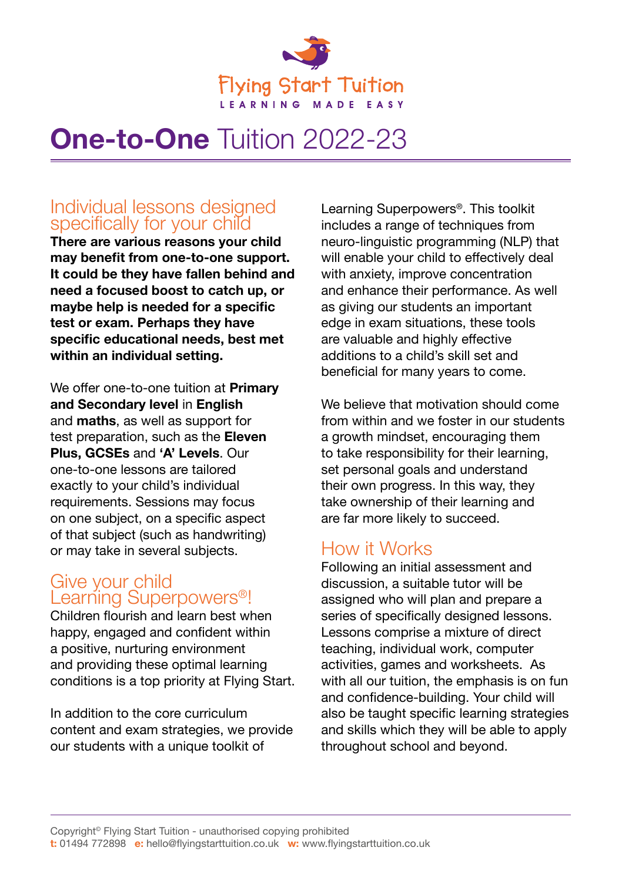Flying Start Tuition

LEARNING MADE EASY

# **One-to-One** Tuition 2022-23

## Individual lessons designed specifically for your child

**There are various reasons your child may benefit from one-to-one support. It could be they have fallen behind and need a focused boost to catch up, or maybe help is needed for a specific test or exam. Perhaps they have specific educational needs, best met within an individual setting.**

We offer one-to-one tuition at **Primary and Secondary level** in **English** and **maths**, as well as support for test preparation, such as the **Eleven Plus, GCSEs** and **'A' Levels**. Our one-to-one lessons are tailored exactly to your child's individual requirements. Sessions may focus on one subject, on a specific aspect of that subject (such as handwriting) or may take in several subjects.

## Give your child Learning Superpowers®!

Children flourish and learn best when happy, engaged and confident within a positive, nurturing environment and providing these optimal learning conditions is a top priority at Flying Start.

In addition to the core curriculum content and exam strategies, we provide our students with a unique toolkit of Learning Superpowers®. This toolkit includes a range of techniques from neuro-linguistic programming (NLP) that will enable your child to effectively deal with anxiety, improve concentration and enhance their performance. As well as giving our students an important edge in exam situations, these tools are valuable and highly effective additions to a child's skill set and beneficial for many years to come.

We believe that motivation should come from within and we foster in our students a growth mindset, encouraging them to take responsibility for their learning, set personal goals and understand their own progress. In this way, they take ownership of their learning and are far more likely to succeed.

## How it Works

Following an initial assessment and discussion, a suitable tutor will be assigned who will plan and prepare a series of specifically designed lessons. Lessons comprise a mixture of direct teaching, individual work, computer activities, games and worksheets. As with all our tuition, the emphasis is on fun and confidence-building. Your child will also be taught specific learning strategies and skills which they will be able to apply throughout school and beyond.

Copyright© Flying Start Tuition - unauthorised copying prohibited
**t:** 01494 772898 **e:** hello@flyingstarttuition.co.uk **w:** www.flyingstarttuition.co.uk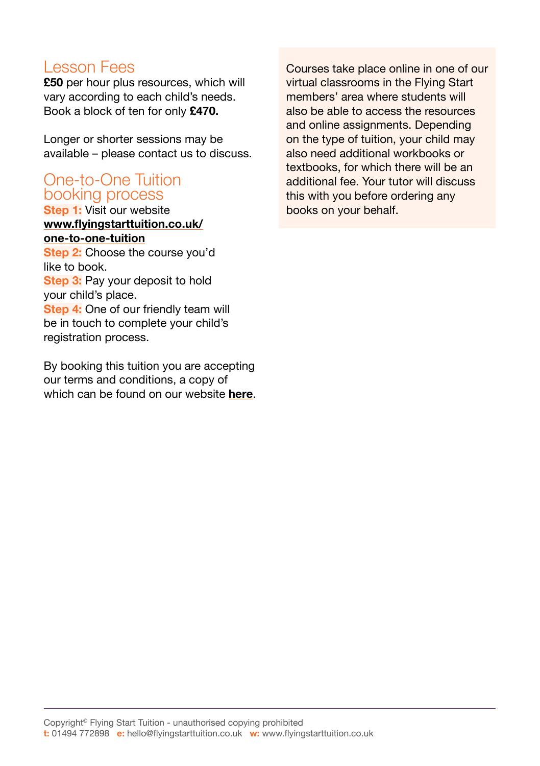## Lesson Fees

**£50** per hour plus resources, which will vary according to each child's needs. Book a block of ten for only **£470.**

Longer or shorter sessions may be available – please contact us to discuss.

## One-to-One Tuition booking process

**Step 1:** Visit our website **www.flyingstarttuition.co.uk/one-to-one-tuition**
**Step 2:** Choose the course you'd like to book.
**Step 3:** Pay your deposit to hold your child's place.
**Step 4:** One of our friendly team will be in touch to complete your child's registration process.

By booking this tuition you are accepting our terms and conditions, a copy of which can be found on our website **here**.

Courses take place online in one of our virtual classrooms in the Flying Start members' area where students will also be able to access the resources and online assignments. Depending on the type of tuition, your child may also need additional workbooks or textbooks, for which there will be an additional fee. Your tutor will discuss this with you before ordering any books on your behalf.

Copyright© Flying Start Tuition - unauthorised copying prohibited
**t:** 01494 772898 **e:** hello@flyingstarttuition.co.uk **w:** www.flyingstarttuition.co.uk